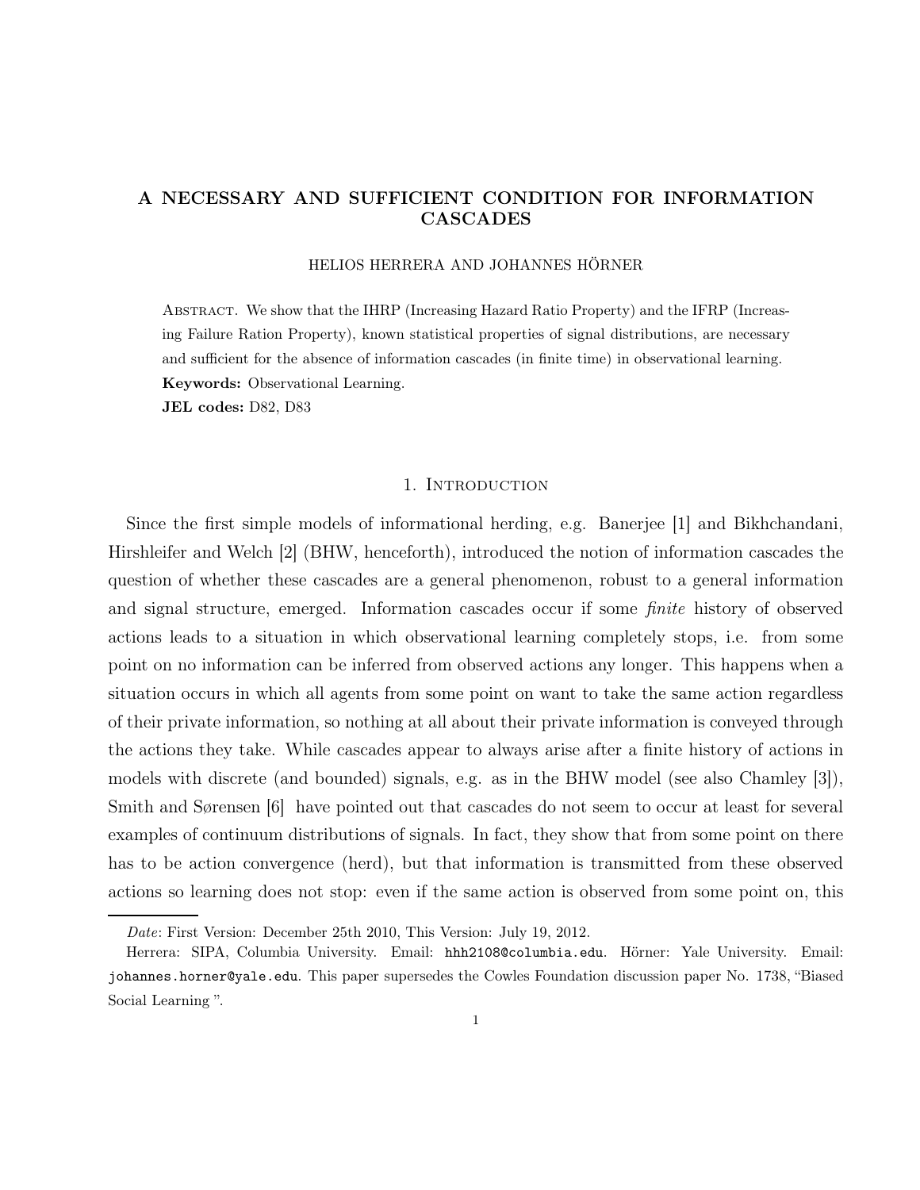# A NECESSARY AND SUFFICIENT CONDITION FOR INFORMATION CASCADES

HELIOS HERRERA AND JOHANNES HÖRNER

Abstract. We show that the IHRP (Increasing Hazard Ratio Property) and the IFRP (Increasing Failure Ration Property), known statistical properties of signal distributions, are necessary and sufficient for the absence of information cascades (in finite time) in observational learning.

**Keywords:** Observational Learning.

**JEL codes:** D82, D83

## 1. Introduction

Since the first simple models of informational herding, e.g. Banerjee [1] and Bikhchandani, Hirshleifer and Welch [2] (BHW, henceforth), introduced the notion of information cascades the question of whether these cascades are a general phenomenon, robust to a general information and signal structure, emerged. Information cascades occur if some *finite* history of observed actions leads to a situation in which observational learning completely stops, i.e. from some point on no information can be inferred from observed actions any longer. This happens when a situation occurs in which all agents from some point on want to take the same action regardless of their private information, so nothing at all about their private information is conveyed through the actions they take. While cascades appear to always arise after a finite history of actions in models with discrete (and bounded) signals, e.g. as in the BHW model (see also Chamley [3]), Smith and Sørensen [6] have pointed out that cascades do not seem to occur at least for several examples of continuum distributions of signals. In fact, they show that from some point on there has to be action convergence (herd), but that information is transmitted from these observed actions so learning does not stop: even if the same action is observed from some point on, this

*Date*: First Version: December 25th 2010, This Version: July 19, 2012.

Herrera: SIPA, Columbia University. Email: hhh2108@columbia.edu. Hörner: Yale University. Email: johannes.horner@yale.edu. This paper supersedes the Cowles Foundation discussion paper No. 1738, "Biased Social Learning ".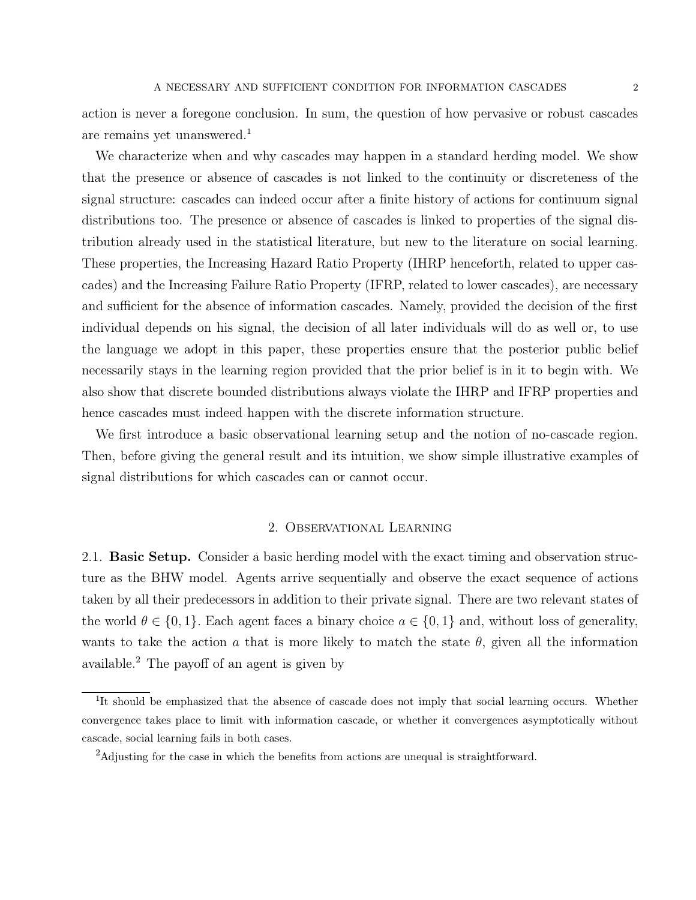action is never a foregone conclusion. In sum, the question of how pervasive or robust cascades are remains yet unanswered.[1]

We characterize when and why cascades may happen in a standard herding model. We show that the presence or absence of cascades is not linked to the continuity or discreteness of the signal structure: cascades can indeed occur after a finite history of actions for continuum signal distributions too. The presence or absence of cascades is linked to properties of the signal distribution already used in the statistical literature, but new to the literature on social learning. These properties, the Increasing Hazard Ratio Property (IHRP henceforth, related to upper cascades) and the Increasing Failure Ratio Property (IFRP, related to lower cascades), are necessary and sufficient for the absence of information cascades. Namely, provided the decision of the first individual depends on his signal, the decision of all later individuals will do as well or, to use the language we adopt in this paper, these properties ensure that the posterior public belief necessarily stays in the learning region provided that the prior belief is in it to begin with. We also show that discrete bounded distributions always violate the IHRP and IFRP properties and hence cascades must indeed happen with the discrete information structure.

We first introduce a basic observational learning setup and the notion of no-cascade region. Then, before giving the general result and its intuition, we show simple illustrative examples of signal distributions for which cascades can or cannot occur.

## 2. Observational Learning

**2.1. Basic Setup.** Consider a basic herding model with the exact timing and observation structure as the BHW model. Agents arrive sequentially and observe the exact sequence of actions taken by all their predecessors in addition to their private signal. There are two relevant states of the world $\theta \in \{0, 1\}$. Each agent faces a binary choice $a \in \{0, 1\}$ and, without loss of generality, wants to take the action $a$ that is more likely to match the state $\theta$, given all the information available.[2] The payoff of an agent is given by

[1] It should be emphasized that the absence of cascade does not imply that social learning occurs. Whether convergence takes place to limit with information cascade, or whether it convergences asymptotically without cascade, social learning fails in both cases.

[2] Adjusting for the case in which the benefits from actions are unequal is straightforward.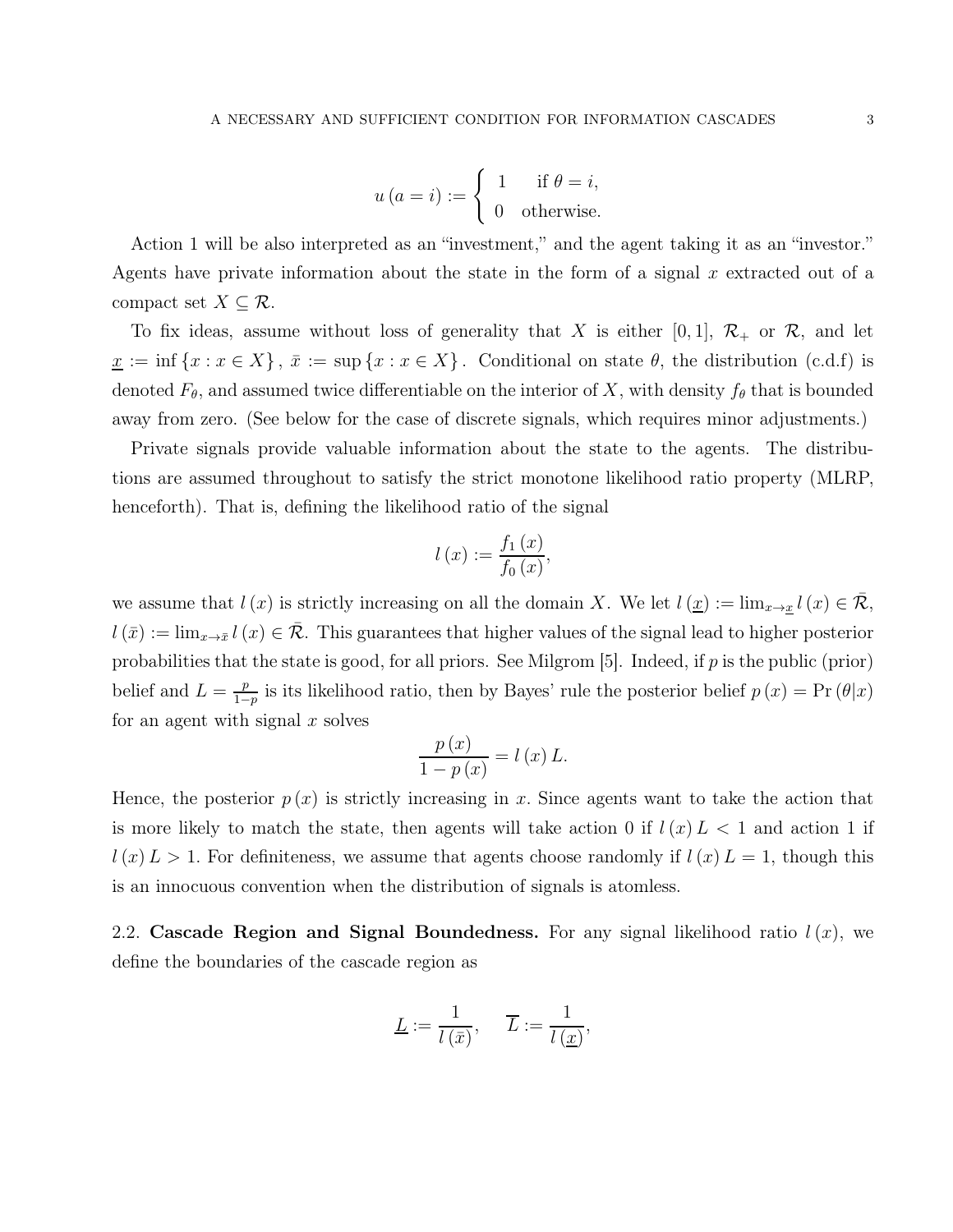$$u(a=i) := \begin{cases} 1 & \text{if } \theta = i, \\ 0 & \text{otherwise.} \end{cases}$$

Action 1 will be also interpreted as an "investment," and the agent taking it as an "investor." Agents have private information about the state in the form of a signal $x$ extracted out of a compact set $X \subseteq \mathcal{R}$.

To fix ideas, assume without loss of generality that $X$ is either $[0,1]$, $\mathcal{R}_+$ or $\mathcal{R}$, and let $\underline{x} := \inf\{x : x \in X\}$, $\bar{x} := \sup\{x : x \in X\}$. Conditional on state $\theta$, the distribution (c.d.f) is denoted $F_\theta$, and assumed twice differentiable on the interior of $X$, with density $f_\theta$ that is bounded away from zero. (See below for the case of discrete signals, which requires minor adjustments.)

Private signals provide valuable information about the state to the agents. The distributions are assumed throughout to satisfy the strict monotone likelihood ratio property (MLRP, henceforth). That is, defining the likelihood ratio of the signal

$$l(x) := \frac{f_1(x)}{f_0(x)},$$

we assume that $l(x)$ is strictly increasing on all the domain $X$. We let $l(\underline{x}) := \lim_{x \to \underline{x}} l(x) \in \bar{\mathcal{R}}$, $l(\bar{x}) := \lim_{x \to \bar{x}} l(x) \in \bar{\mathcal{R}}$. This guarantees that higher values of the signal lead to higher posterior probabilities that the state is good, for all priors. See Milgrom [5]. Indeed, if $p$ is the public (prior) belief and $L = \frac{p}{1-p}$ is its likelihood ratio, then by Bayes' rule the posterior belief $p(x) = \Pr(\theta|x)$ for an agent with signal $x$ solves

$$\frac{p(x)}{1-p(x)} = l(x)\,L.$$

Hence, the posterior $p(x)$ is strictly increasing in $x$. Since agents want to take the action that is more likely to match the state, then agents will take action 0 if $l(x)\,L < 1$ and action 1 if $l(x)\,L > 1$. For definiteness, we assume that agents choose randomly if $l(x)\,L = 1$, though this is an innocuous convention when the distribution of signals is atomless.

## 2.2. Cascade Region and Signal Boundedness.

For any signal likelihood ratio $l(x)$, we define the boundaries of the cascade region as

$$\underline{L} := \frac{1}{l(\bar{x})}, \quad \overline{L} := \frac{1}{l(\underline{x})},$$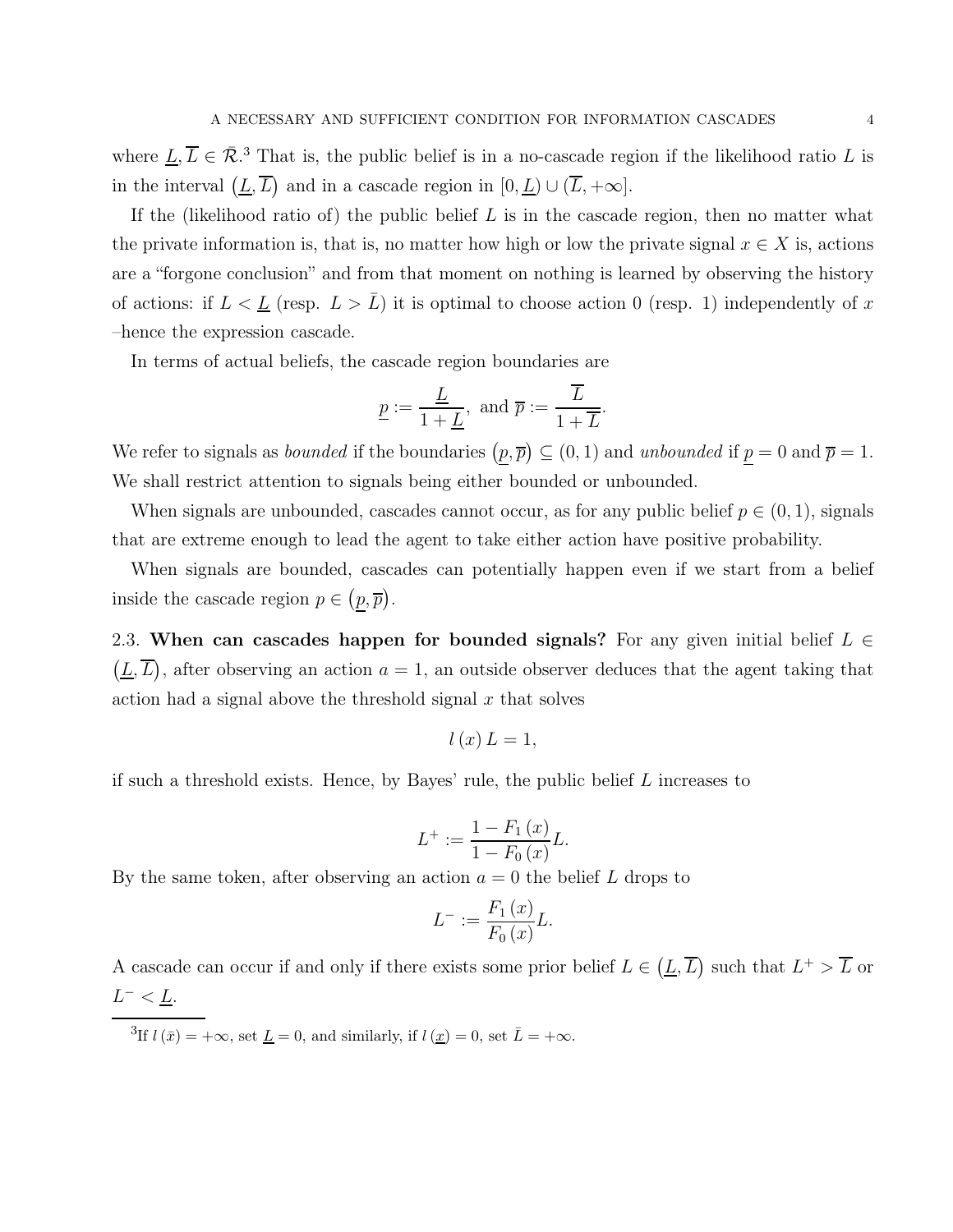where $\underline{L}, \overline{L} \in \bar{\mathcal{R}}$.[3] That is, the public belief is in a no-cascade region if the likelihood ratio $L$ is in the interval $\left(\underline{L}, \overline{L}\right)$ and in a cascade region in $[0, \underline{L}) \cup (\overline{L}, +\infty]$.

If the (likelihood ratio of) the public belief $L$ is in the cascade region, then no matter what the private information is, that is, no matter how high or low the private signal $x \in X$ is, actions are a "forgone conclusion" and from that moment on nothing is learned by observing the history of actions: if $L < \underline{L}$ (resp. $L > \bar{L}$) it is optimal to choose action 0 (resp. 1) independently of $x$ –hence the expression cascade.

In terms of actual beliefs, the cascade region boundaries are

$$\underline{p} := \frac{\underline{L}}{1 + \underline{L}}, \text{ and } \overline{p} := \frac{\overline{L}}{1 + \overline{L}}.$$

We refer to signals as *bounded* if the boundaries $\left(\underline{p}, \overline{p}\right) \subseteq (0, 1)$ and *unbounded* if $\underline{p} = 0$ and $\overline{p} = 1$. We shall restrict attention to signals being either bounded or unbounded.

When signals are unbounded, cascades cannot occur, as for any public belief $p \in (0, 1)$, signals that are extreme enough to lead the agent to take either action have positive probability.

When signals are bounded, cascades can potentially happen even if we start from a belief inside the cascade region $p \in \left(\underline{p}, \overline{p}\right)$.

2.3. **When can cascades happen for bounded signals?** For any given initial belief $L \in \left(\underline{L}, \overline{L}\right)$, after observing an action $a = 1$, an outside observer deduces that the agent taking that action had a signal above the threshold signal $x$ that solves

$$l(x) L = 1,$$

if such a threshold exists. Hence, by Bayes' rule, the public belief $L$ increases to

$$L^{+} := \frac{1 - F_1(x)}{1 - F_0(x)} L.$$

By the same token, after observing an action $a = 0$ the belief $L$ drops to

$$L^{-} := \frac{F_1(x)}{F_0(x)} L.$$

A cascade can occur if and only if there exists some prior belief $L \in \left(\underline{L}, \overline{L}\right)$ such that $L^{+} > \overline{L}$ or $L^{-} < \underline{L}$.

[3] If $l(\bar{x}) = +\infty$, set $\underline{L} = 0$, and similarly, if $l(\underline{x}) = 0$, set $\bar{L} = +\infty$.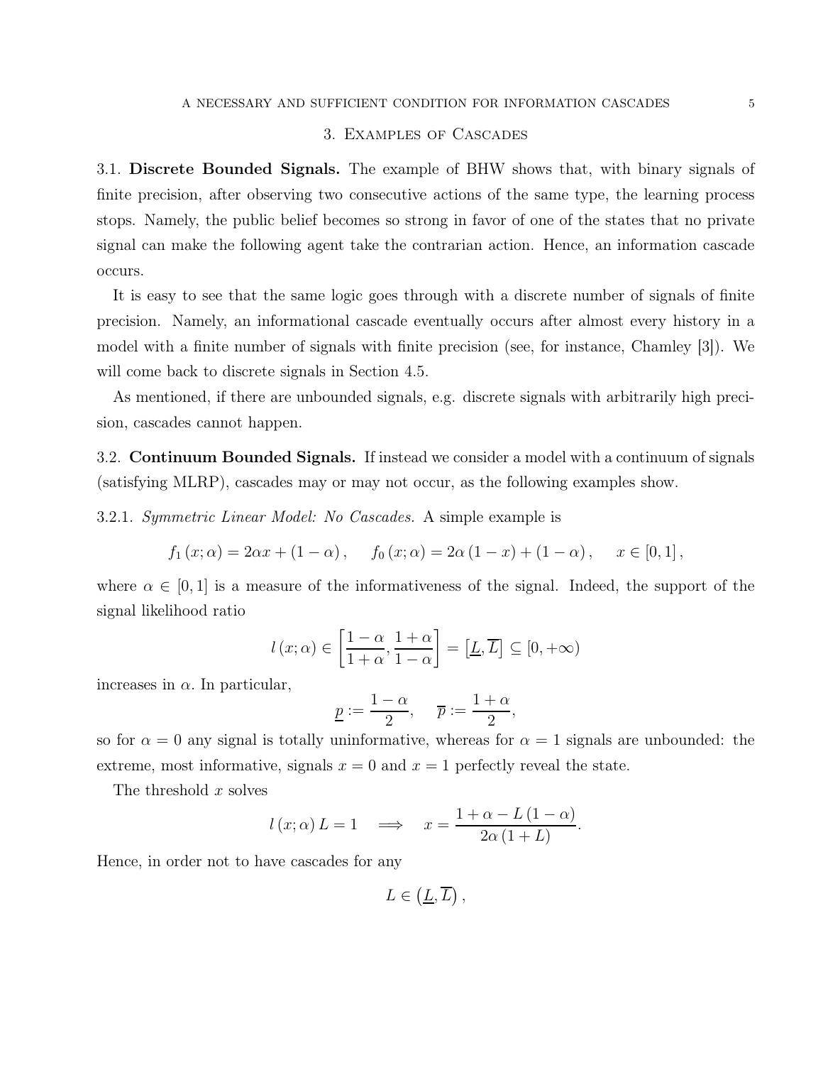## 3. Examples of Cascades

3.1. **Discrete Bounded Signals.** The example of BHW shows that, with binary signals of finite precision, after observing two consecutive actions of the same type, the learning process stops. Namely, the public belief becomes so strong in favor of one of the states that no private signal can make the following agent take the contrarian action. Hence, an information cascade occurs.

It is easy to see that the same logic goes through with a discrete number of signals of finite precision. Namely, an informational cascade eventually occurs after almost every history in a model with a finite number of signals with finite precision (see, for instance, Chamley [3]). We will come back to discrete signals in Section 4.5.

As mentioned, if there are unbounded signals, e.g. discrete signals with arbitrarily high precision, cascades cannot happen.

3.2. **Continuum Bounded Signals.** If instead we consider a model with a continuum of signals (satisfying MLRP), cascades may or may not occur, as the following examples show.

3.2.1. *Symmetric Linear Model: No Cascades.* A simple example is

$$f_1(x;\alpha) = 2\alpha x + (1-\alpha), \qquad f_0(x;\alpha) = 2\alpha(1-x) + (1-\alpha), \qquad x \in [0,1],$$

where $\alpha \in [0,1]$ is a measure of the informativeness of the signal. Indeed, the support of the signal likelihood ratio

$$l(x;\alpha) \in \left[\frac{1-\alpha}{1+\alpha}, \frac{1+\alpha}{1-\alpha}\right] = \left[\underline{L}, \overline{L}\right] \subseteq [0,+\infty)$$

increases in $\alpha$. In particular,

$$\underline{p} := \frac{1-\alpha}{2}, \quad \overline{p} := \frac{1+\alpha}{2},$$

so for $\alpha = 0$ any signal is totally uninformative, whereas for $\alpha = 1$ signals are unbounded: the extreme, most informative, signals $x = 0$ and $x = 1$ perfectly reveal the state.

The threshold $x$ solves

$$l(x;\alpha)L = 1 \quad \Longrightarrow \quad x = \frac{1+\alpha - L(1-\alpha)}{2\alpha(1+L)}.$$

Hence, in order not to have cascades for any

$$L \in \left(\underline{L}, \overline{L}\right),$$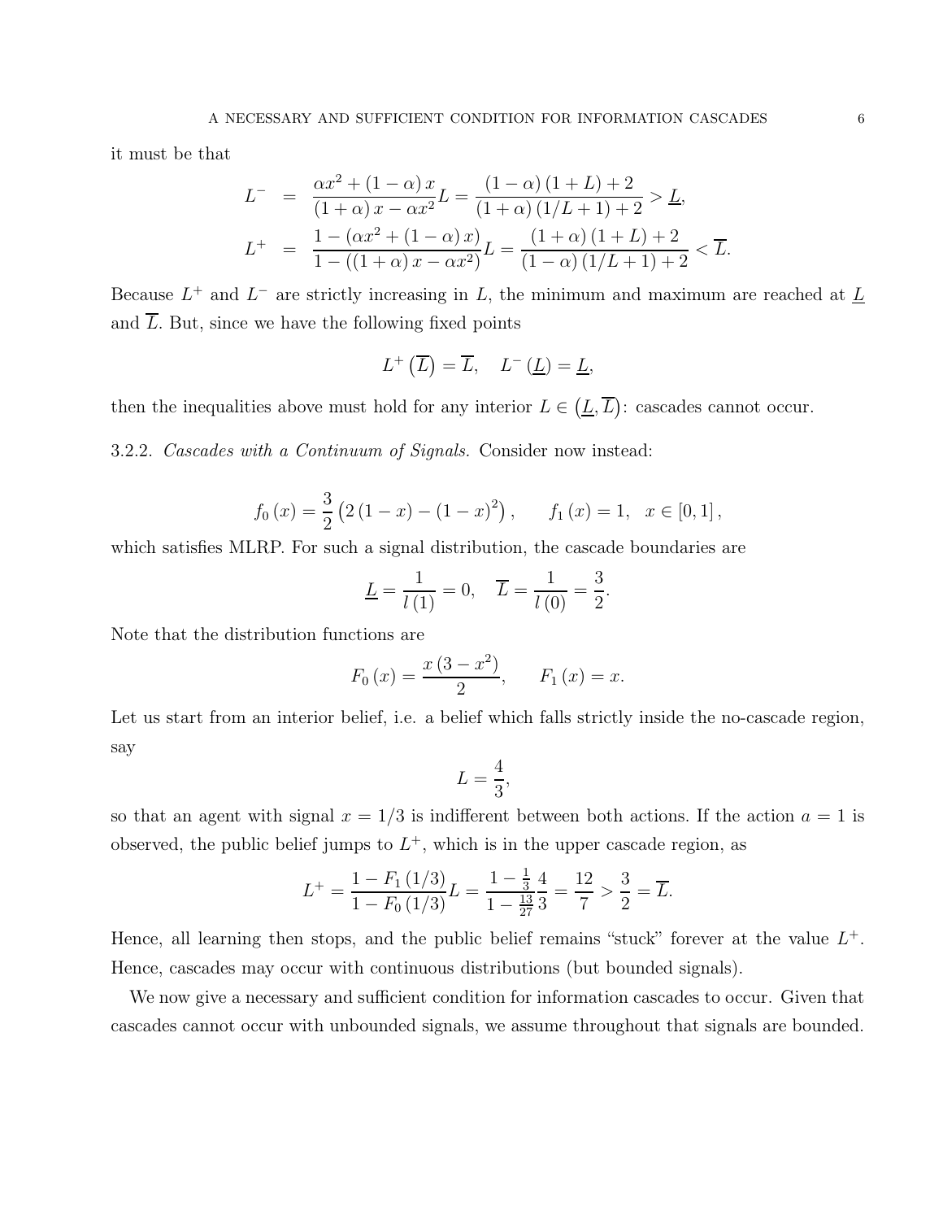it must be that

$$
\begin{aligned}
L^{-} &= \frac{\alpha x^2 + (1-\alpha) x}{(1+\alpha) x - \alpha x^2} L = \frac{(1-\alpha)(1+L) + 2}{(1+\alpha)(1/L+1) + 2} > \underline{L}, \\
L^{+} &= \frac{1 - (\alpha x^2 + (1-\alpha) x)}{1 - ((1+\alpha) x - \alpha x^2)} L = \frac{(1+\alpha)(1+L) + 2}{(1-\alpha)(1/L+1) + 2} < \overline{L}.
\end{aligned}
$$

Because $L^{+}$ and $L^{-}$ are strictly increasing in $L$, the minimum and maximum are reached at $\underline{L}$ and $\overline{L}$. But, since we have the following fixed points

$$
L^{+}\left(\overline{L}\right) = \overline{L}, \quad L^{-}\left(\underline{L}\right) = \underline{L},
$$

then the inequalities above must hold for any interior $L \in \left(\underline{L}, \overline{L}\right)$: cascades cannot occur.

3.2.2. *Cascades with a Continuum of Signals.* Consider now instead:

$$
f_0(x) = \frac{3}{2}\left(2(1-x) - (1-x)^2\right), \qquad f_1(x) = 1, \quad x \in [0,1],
$$

which satisfies MLRP. For such a signal distribution, the cascade boundaries are

$$
\underline{L} = \frac{1}{l(1)} = 0, \quad \overline{L} = \frac{1}{l(0)} = \frac{3}{2}.
$$

Note that the distribution functions are

$$
F_0(x) = \frac{x\left(3 - x^2\right)}{2}, \qquad F_1(x) = x.
$$

Let us start from an interior belief, i.e. a belief which falls strictly inside the no-cascade region, say

$$
L = \frac{4}{3},
$$

so that an agent with signal $x = 1/3$ is indifferent between both actions. If the action $a = 1$ is observed, the public belief jumps to $L^{+}$, which is in the upper cascade region, as

$$
L^{+} = \frac{1 - F_1(1/3)}{1 - F_0(1/3)} L = \frac{1 - \frac{1}{3}}{1 - \frac{13}{27}} \frac{4}{3} = \frac{12}{7} > \frac{3}{2} = \overline{L}.
$$

Hence, all learning then stops, and the public belief remains "stuck" forever at the value $L^{+}$. Hence, cascades may occur with continuous distributions (but bounded signals).

We now give a necessary and sufficient condition for information cascades to occur. Given that cascades cannot occur with unbounded signals, we assume throughout that signals are bounded.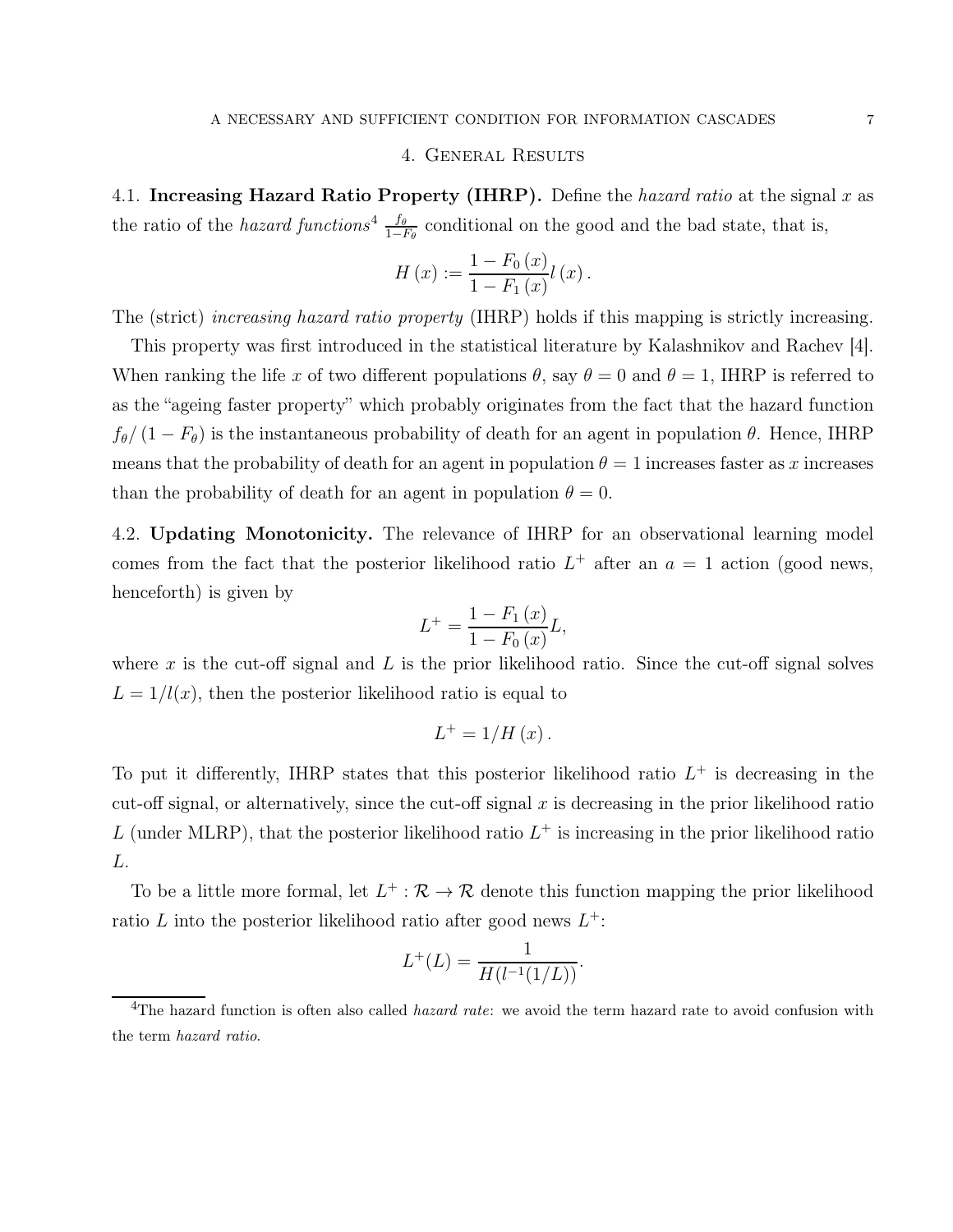## 4. General Results

4.1. **Increasing Hazard Ratio Property (IHRP).** Define the *hazard ratio* at the signal $x$ as the ratio of the *hazard functions*[4] $\frac{f_\theta}{1-F_\theta}$ conditional on the good and the bad state, that is,

$$H(x) := \frac{1 - F_0(x)}{1 - F_1(x)} l(x).$$

The (strict) *increasing hazard ratio property* (IHRP) holds if this mapping is strictly increasing.

This property was first introduced in the statistical literature by Kalashnikov and Rachev [4]. When ranking the life $x$ of two different populations $\theta$, say $\theta = 0$ and $\theta = 1$, IHRP is referred to as the "ageing faster property" which probably originates from the fact that the hazard function $f_\theta / (1 - F_\theta)$ is the instantaneous probability of death for an agent in population $\theta$. Hence, IHRP means that the probability of death for an agent in population $\theta = 1$ increases faster as $x$ increases than the probability of death for an agent in population $\theta = 0$.

4.2. **Updating Monotonicity.** The relevance of IHRP for an observational learning model comes from the fact that the posterior likelihood ratio $L^+$ after an $a = 1$ action (good news, henceforth) is given by

$$L^+ = \frac{1 - F_1(x)}{1 - F_0(x)} L,$$

where $x$ is the cut-off signal and $L$ is the prior likelihood ratio. Since the cut-off signal solves $L = 1/l(x)$, then the posterior likelihood ratio is equal to

$$L^+ = 1/H(x).$$

To put it differently, IHRP states that this posterior likelihood ratio $L^+$ is decreasing in the cut-off signal, or alternatively, since the cut-off signal $x$ is decreasing in the prior likelihood ratio $L$ (under MLRP), that the posterior likelihood ratio $L^+$ is increasing in the prior likelihood ratio $L$.

To be a little more formal, let $L^+ : \mathcal{R} \to \mathcal{R}$ denote this function mapping the prior likelihood ratio $L$ into the posterior likelihood ratio after good news $L^+$:

$$L^+(L) = \frac{1}{H(l^{-1}(1/L))}.$$

[4] The hazard function is often also called *hazard rate*: we avoid the term hazard rate to avoid confusion with the term *hazard ratio*.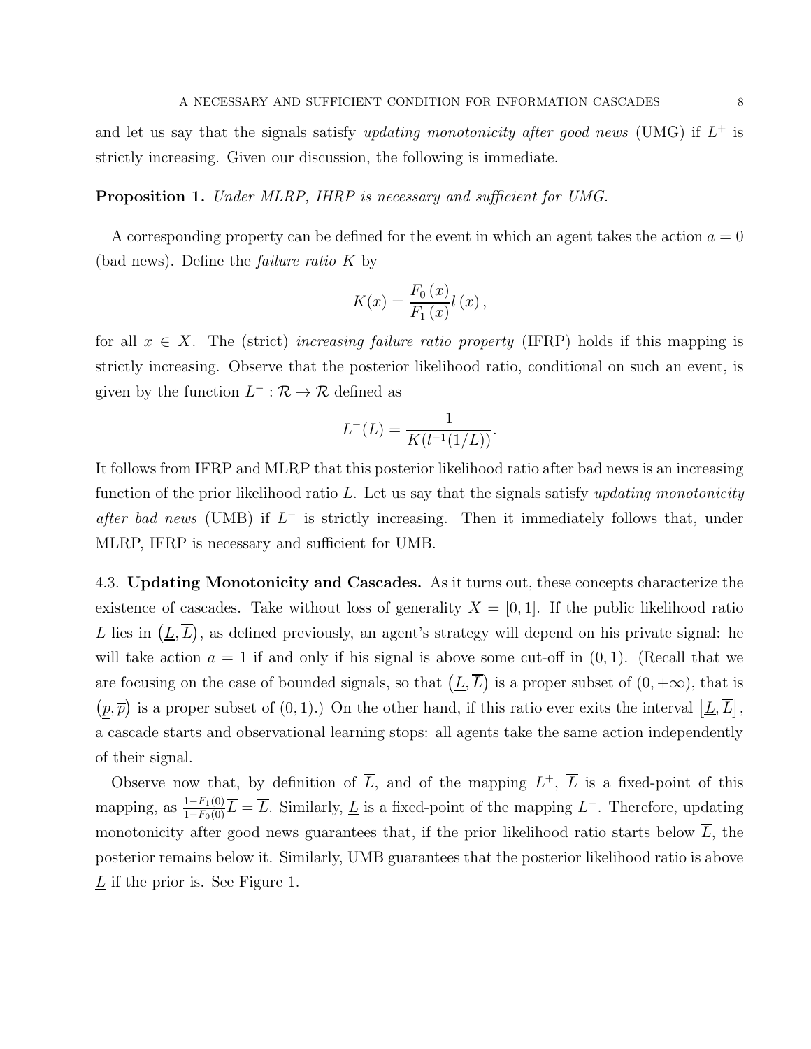and let us say that the signals satisfy *updating monotonicity after good news* (UMG) if $L^+$ is strictly increasing. Given our discussion, the following is immediate.

**Proposition 1.** *Under MLRP, IHRP is necessary and sufficient for UMG.*

A corresponding property can be defined for the event in which an agent takes the action $a = 0$ (bad news). Define the *failure ratio* $K$ by

$$K(x) = \frac{F_0(x)}{F_1(x)} l(x),$$

for all $x \in X$. The (strict) *increasing failure ratio property* (IFRP) holds if this mapping is strictly increasing. Observe that the posterior likelihood ratio, conditional on such an event, is given by the function $L^- : \mathcal{R} \to \mathcal{R}$ defined as

$$L^-(L) = \frac{1}{K(l^{-1}(1/L))}.$$

It follows from IFRP and MLRP that this posterior likelihood ratio after bad news is an increasing function of the prior likelihood ratio $L$. Let us say that the signals satisfy *updating monotonicity after bad news* (UMB) if $L^-$ is strictly increasing. Then it immediately follows that, under MLRP, IFRP is necessary and sufficient for UMB.

4.3. **Updating Monotonicity and Cascades.** As it turns out, these concepts characterize the existence of cascades. Take without loss of generality $X = [0, 1]$. If the public likelihood ratio $L$ lies in $(\underline{L}, \overline{L})$, as defined previously, an agent's strategy will depend on his private signal: he will take action $a = 1$ if and only if his signal is above some cut-off in $(0, 1)$. (Recall that we are focusing on the case of bounded signals, so that $(\underline{L}, \overline{L})$ is a proper subset of $(0, +\infty)$, that is $(\underline{p}, \overline{p})$ is a proper subset of $(0, 1)$.) On the other hand, if this ratio ever exits the interval $[\underline{L}, \overline{L}]$, a cascade starts and observational learning stops: all agents take the same action independently of their signal.

Observe now that, by definition of $\overline{L}$, and of the mapping $L^+$, $\overline{L}$ is a fixed-point of this mapping, as $\frac{1-F_1(0)}{1-F_0(0)}\overline{L} = \overline{L}$. Similarly, $\underline{L}$ is a fixed-point of the mapping $L^-$. Therefore, updating monotonicity after good news guarantees that, if the prior likelihood ratio starts below $\overline{L}$, the posterior remains below it. Similarly, UMB guarantees that the posterior likelihood ratio is above $\underline{L}$ if the prior is. See Figure 1.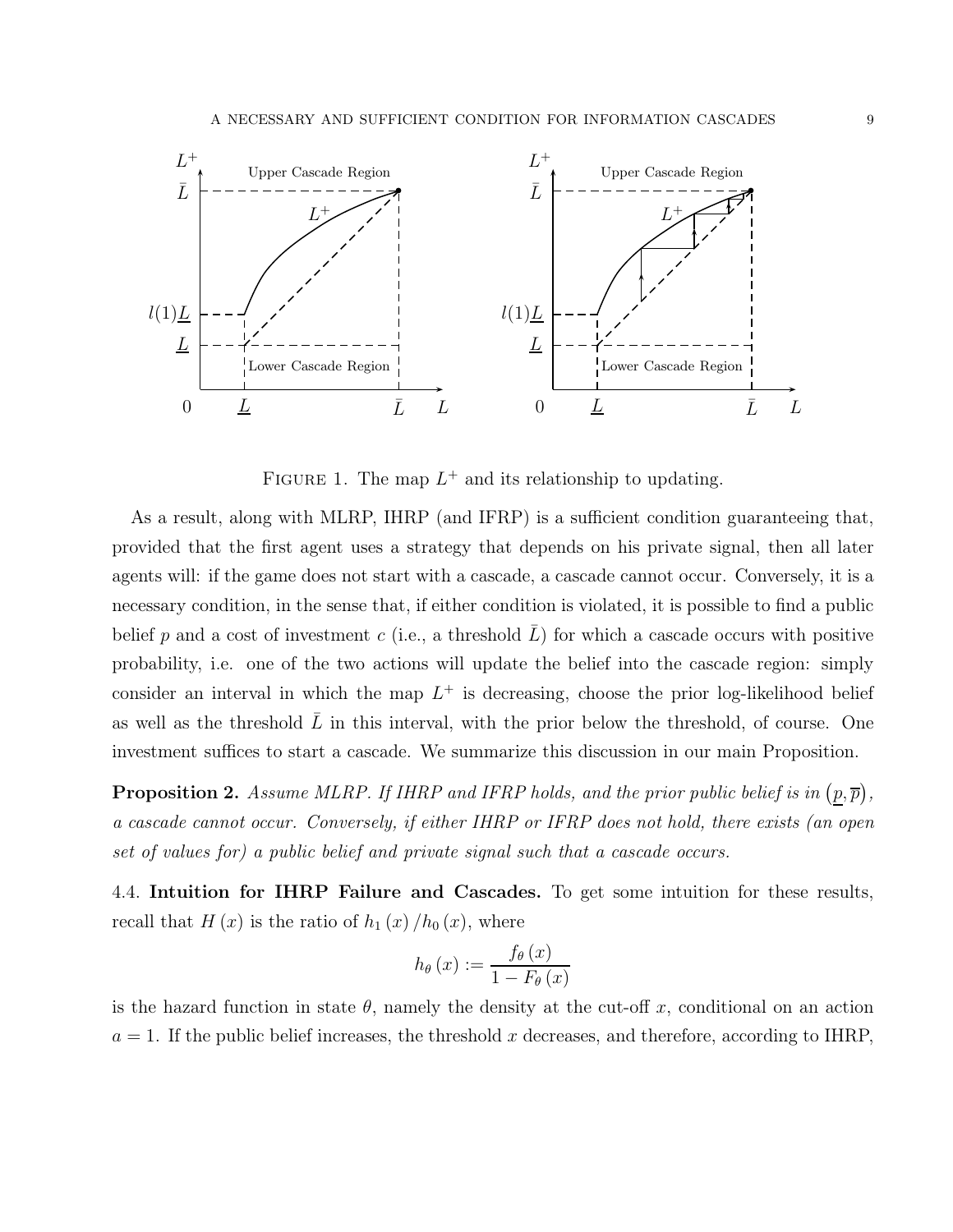FIGURE 1. The map $L^+$ and its relationship to updating.

As a result, along with MLRP, IHRP (and IFRP) is a sufficient condition guaranteeing that, provided that the first agent uses a strategy that depends on his private signal, then all later agents will: if the game does not start with a cascade, a cascade cannot occur. Conversely, it is a necessary condition, in the sense that, if either condition is violated, it is possible to find a public belief $p$ and a cost of investment $c$ (i.e., a threshold $\bar{L}$) for which a cascade occurs with positive probability, i.e. one of the two actions will update the belief into the cascade region: simply consider an interval in which the map $L^+$ is decreasing, choose the prior log-likelihood belief as well as the threshold $\bar{L}$ in this interval, with the prior below the threshold, of course. One investment suffices to start a cascade. We summarize this discussion in our main Proposition.

**Proposition 2.** *Assume MLRP. If IHRP and IFRP holds, and the prior public belief is in $(\underline{p}, \overline{p})$, a cascade cannot occur. Conversely, if either IHRP or IFRP does not hold, there exists (an open set of values for) a public belief and private signal such that a cascade occurs.*

### 4.4. Intuition for IHRP Failure and Cascades.

To get some intuition for these results, recall that $H(x)$ is the ratio of $h_1(x)/h_0(x)$, where

$$h_\theta(x) := \frac{f_\theta(x)}{1 - F_\theta(x)}$$

is the hazard function in state $\theta$, namely the density at the cut-off $x$, conditional on an action $a = 1$. If the public belief increases, the threshold $x$ decreases, and therefore, according to IHRP,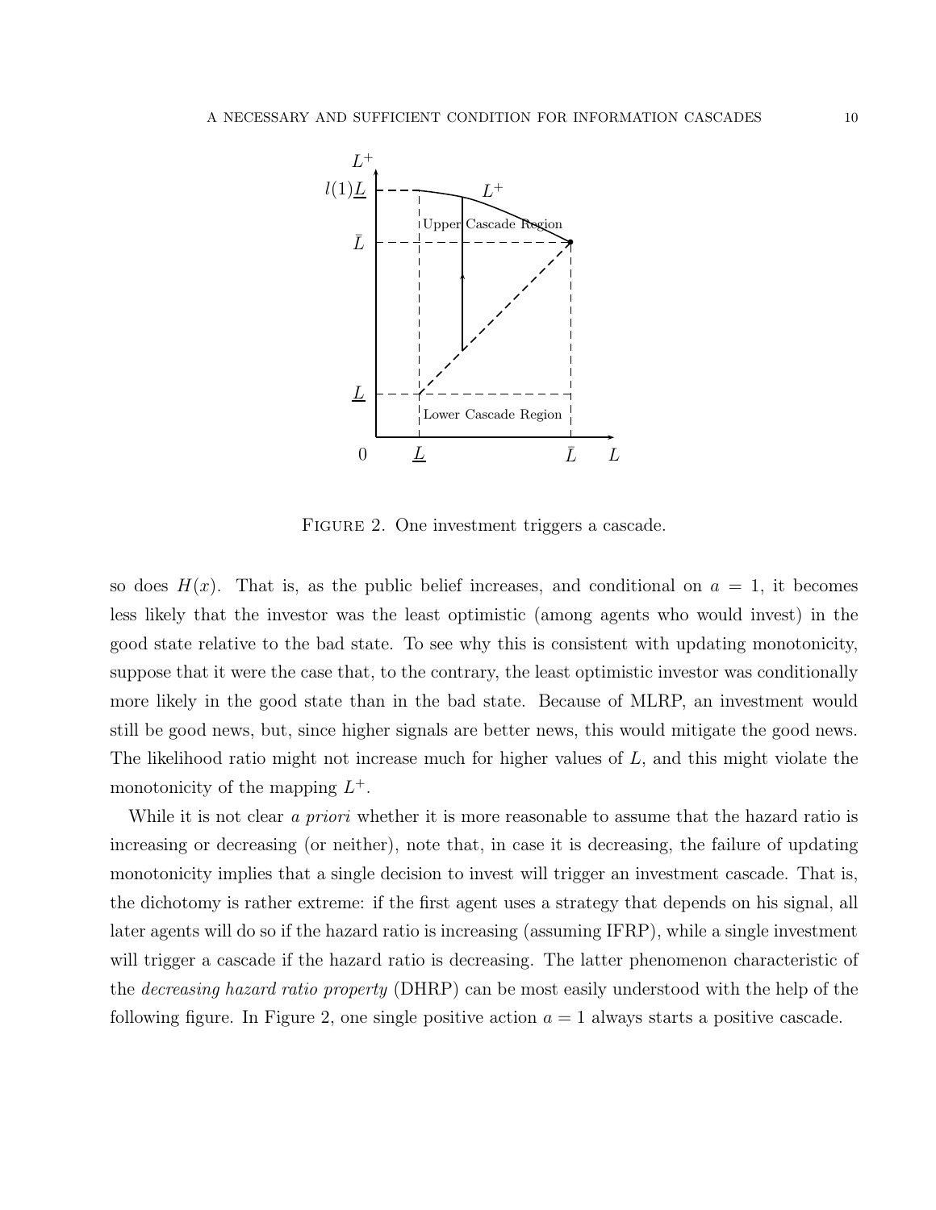FIGURE 2. One investment triggers a cascade.

so does $H(x)$. That is, as the public belief increases, and conditional on $a = 1$, it becomes less likely that the investor was the least optimistic (among agents who would invest) in the good state relative to the bad state. To see why this is consistent with updating monotonicity, suppose that it were the case that, to the contrary, the least optimistic investor was conditionally more likely in the good state than in the bad state. Because of MLRP, an investment would still be good news, but, since higher signals are better news, this would mitigate the good news. The likelihood ratio might not increase much for higher values of $L$, and this might violate the monotonicity of the mapping $L^+$.

While it is not clear *a priori* whether it is more reasonable to assume that the hazard ratio is increasing or decreasing (or neither), note that, in case it is decreasing, the failure of updating monotonicity implies that a single decision to invest will trigger an investment cascade. That is, the dichotomy is rather extreme: if the first agent uses a strategy that depends on his signal, all later agents will do so if the hazard ratio is increasing (assuming IFRP), while a single investment will trigger a cascade if the hazard ratio is decreasing. The latter phenomenon characteristic of the *decreasing hazard ratio property* (DHRP) can be most easily understood with the help of the following figure. In Figure 2, one single positive action $a = 1$ always starts a positive cascade.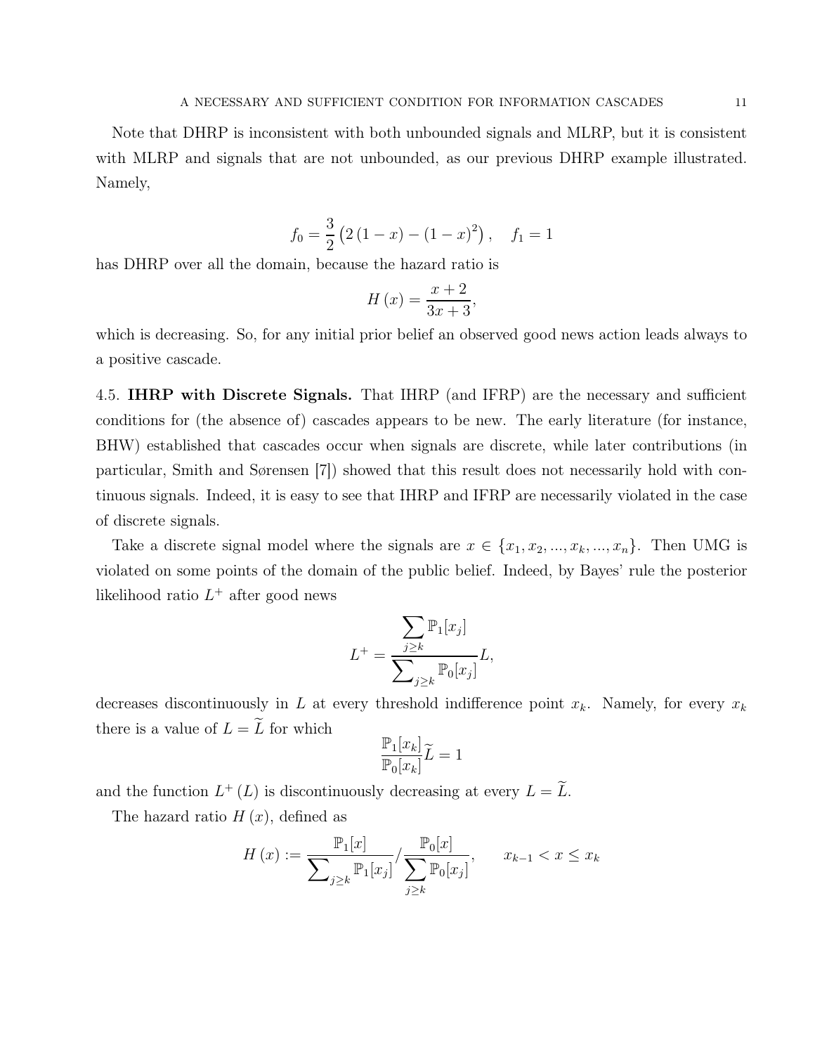Note that DHRP is inconsistent with both unbounded signals and MLRP, but it is consistent with MLRP and signals that are not unbounded, as our previous DHRP example illustrated. Namely,

$$f_0 = \frac{3}{2}\left(2\left(1-x\right) - \left(1-x\right)^2\right), \quad f_1 = 1$$

has DHRP over all the domain, because the hazard ratio is

$$H\left(x\right) = \frac{x+2}{3x+3},$$

which is decreasing. So, for any initial prior belief an observed good news action leads always to a positive cascade.

4.5. **IHRP with Discrete Signals.** That IHRP (and IFRP) are the necessary and sufficient conditions for (the absence of) cascades appears to be new. The early literature (for instance, BHW) established that cascades occur when signals are discrete, while later contributions (in particular, Smith and Sørensen [7]) showed that this result does not necessarily hold with continuous signals. Indeed, it is easy to see that IHRP and IFRP are necessarily violated in the case of discrete signals.

Take a discrete signal model where the signals are $x \in \{x_1, x_2, ..., x_k, ..., x_n\}$. Then UMG is violated on some points of the domain of the public belief. Indeed, by Bayes' rule the posterior likelihood ratio $L^+$ after good news

$$L^+ = \frac{\sum_{j \geq k} \mathbb{P}_1[x_j]}{\sum_{j \geq k} \mathbb{P}_0[x_j]} L,$$

decreases discontinuously in $L$ at every threshold indifference point $x_k$. Namely, for every $x_k$ there is a value of $L = \widetilde{L}$ for which

$$\frac{\mathbb{P}_1[x_k]}{\mathbb{P}_0[x_k]} \widetilde{L} = 1$$

and the function $L^+\left(L\right)$ is discontinuously decreasing at every $L = \widetilde{L}$.

The hazard ratio $H\left(x\right)$, defined as

$$H\left(x\right) := \frac{\mathbb{P}_1[x]}{\sum_{j \geq k} \mathbb{P}_1[x_j]} \Big/ \frac{\mathbb{P}_0[x]}{\sum_{j \geq k} \mathbb{P}_0[x_j]}, \qquad x_{k-1} < x \leq x_k$$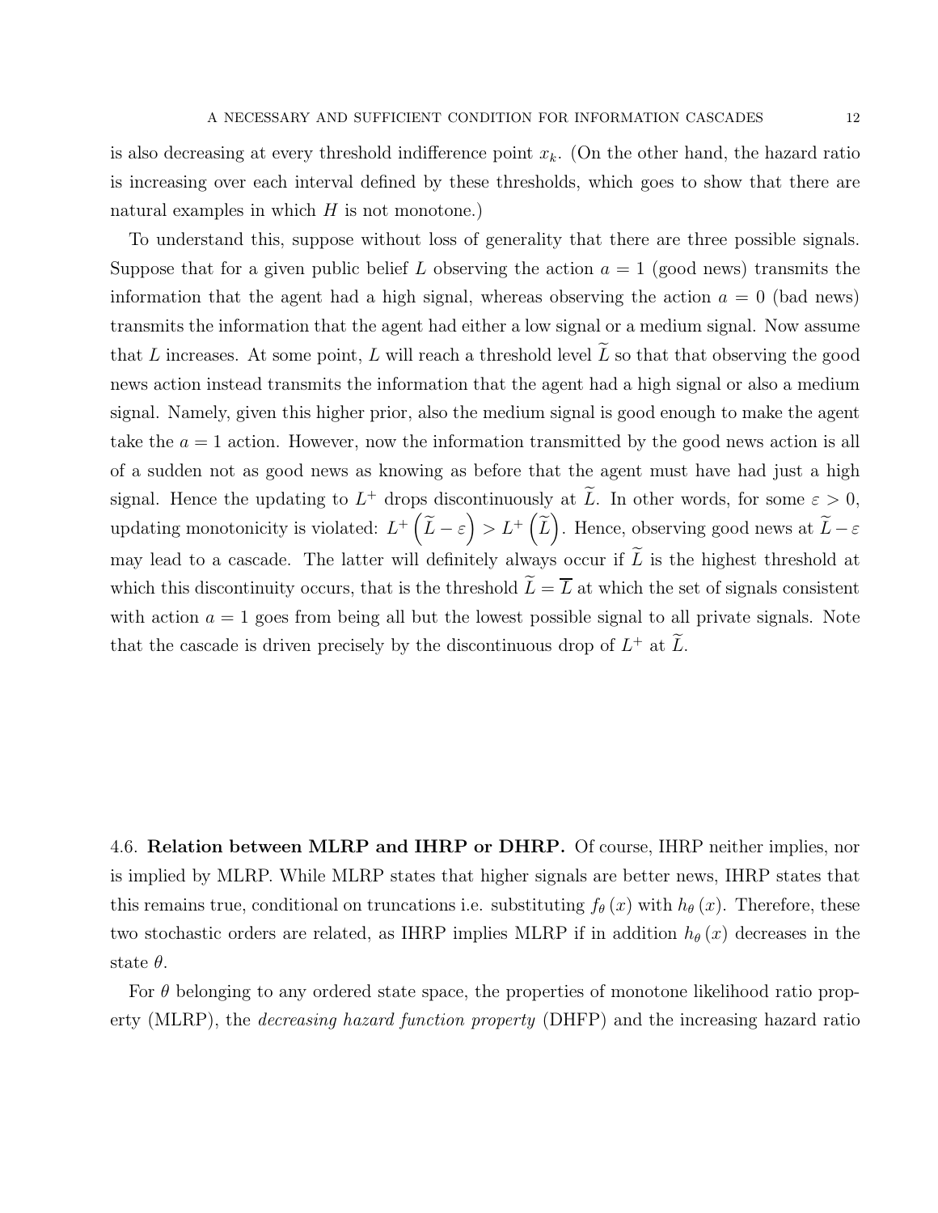is also decreasing at every threshold indifference point $x_k$. (On the other hand, the hazard ratio is increasing over each interval defined by these thresholds, which goes to show that there are natural examples in which $H$ is not monotone.)

To understand this, suppose without loss of generality that there are three possible signals. Suppose that for a given public belief $L$ observing the action $a = 1$ (good news) transmits the information that the agent had a high signal, whereas observing the action $a = 0$ (bad news) transmits the information that the agent had either a low signal or a medium signal. Now assume that $L$ increases. At some point, $L$ will reach a threshold level $\widetilde{L}$ so that that observing the good news action instead transmits the information that the agent had a high signal or also a medium signal. Namely, given this higher prior, also the medium signal is good enough to make the agent take the $a = 1$ action. However, now the information transmitted by the good news action is all of a sudden not as good news as knowing as before that the agent must have had just a high signal. Hence the updating to $L^+$ drops discontinuously at $\widetilde{L}$. In other words, for some $\varepsilon > 0$, updating monotonicity is violated: $L^+\left(\widetilde{L} - \varepsilon\right) > L^+\left(\widetilde{L}\right)$. Hence, observing good news at $\widetilde{L} - \varepsilon$ may lead to a cascade. The latter will definitely always occur if $\widetilde{L}$ is the highest threshold at which this discontinuity occurs, that is the threshold $\widetilde{L} = \overline{L}$ at which the set of signals consistent with action $a = 1$ goes from being all but the lowest possible signal to all private signals. Note that the cascade is driven precisely by the discontinuous drop of $L^+$ at $\widetilde{L}$.

## 4.6. **Relation between MLRP and IHRP or DHRP.**

Of course, IHRP neither implies, nor is implied by MLRP. While MLRP states that higher signals are better news, IHRP states that this remains true, conditional on truncations i.e. substituting $f_\theta(x)$ with $h_\theta(x)$. Therefore, these two stochastic orders are related, as IHRP implies MLRP if in addition $h_\theta(x)$ decreases in the state $\theta$.

For $\theta$ belonging to any ordered state space, the properties of monotone likelihood ratio property (MLRP), the *decreasing hazard function property* (DHFP) and the increasing hazard ratio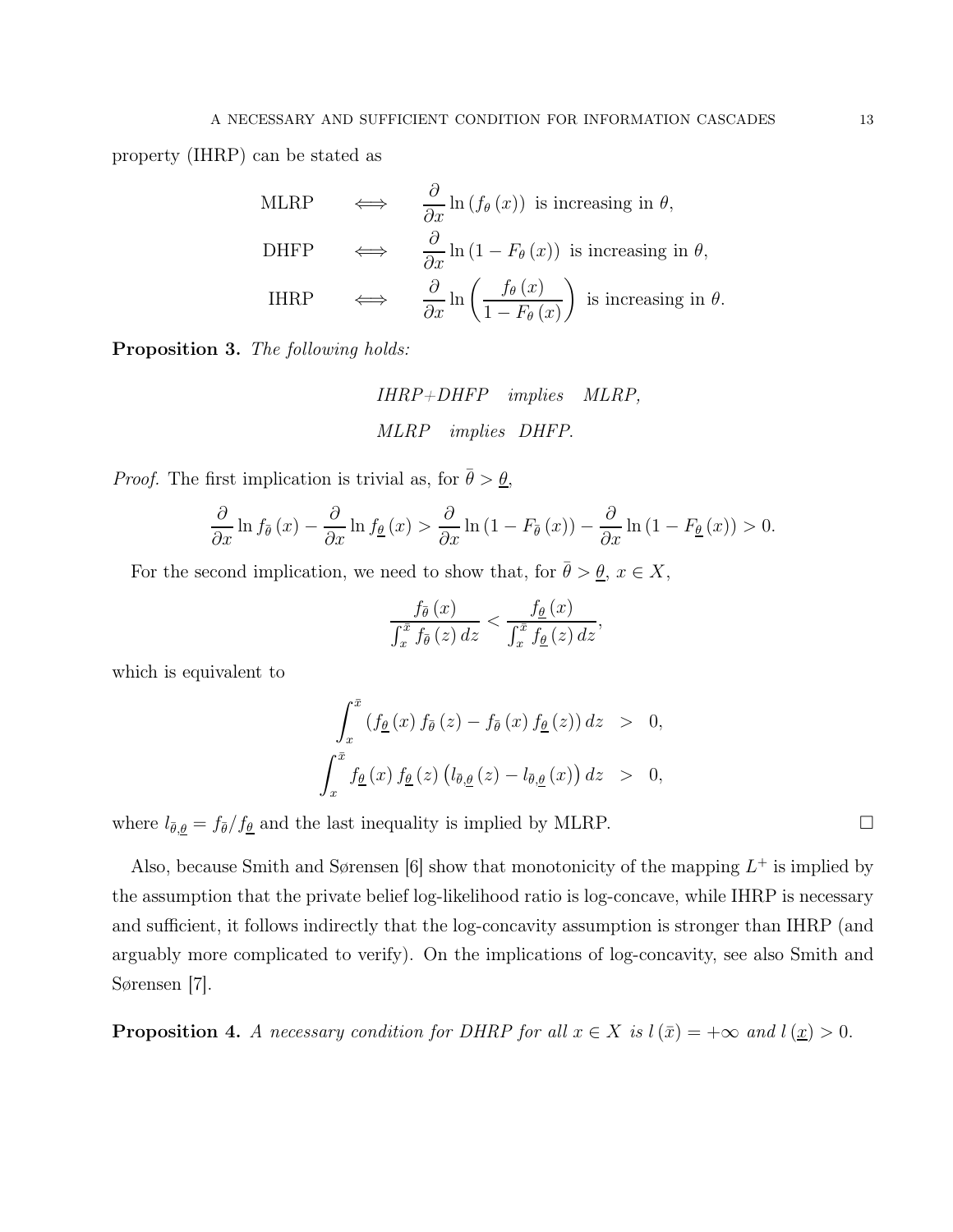property (IHRP) can be stated as

$$
\begin{aligned}
\text{MLRP} \quad &\Longleftrightarrow \quad \frac{\partial}{\partial x} \ln \left(f_\theta(x)\right) \text{ is increasing in } \theta, \\
\text{DHFP} \quad &\Longleftrightarrow \quad \frac{\partial}{\partial x} \ln \left(1 - F_\theta(x)\right) \text{ is increasing in } \theta, \\
\text{IHRP} \quad &\Longleftrightarrow \quad \frac{\partial}{\partial x} \ln \left(\frac{f_\theta(x)}{1 - F_\theta(x)}\right) \text{ is increasing in } \theta.
\end{aligned}
$$

**Proposition 3.** *The following holds:*

$$
\begin{aligned}
&\textit{IHRP+DHFP} \quad \textit{implies} \quad \textit{MLRP}, \\
&\textit{MLRP} \quad \textit{implies} \quad \textit{DHFP}.
\end{aligned}
$$

*Proof.* The first implication is trivial as, for $\bar{\theta} > \underline{\theta}$,

$$
\frac{\partial}{\partial x} \ln f_{\bar{\theta}}(x) - \frac{\partial}{\partial x} \ln f_{\underline{\theta}}(x) > \frac{\partial}{\partial x} \ln \left(1 - F_{\bar{\theta}}(x)\right) - \frac{\partial}{\partial x} \ln \left(1 - F_{\underline{\theta}}(x)\right) > 0.
$$

For the second implication, we need to show that, for $\bar{\theta} > \underline{\theta}$, $x \in X$,

$$
\frac{f_{\bar{\theta}}(x)}{\int_x^{\bar{x}} f_{\bar{\theta}}(z)\, dz} < \frac{f_{\underline{\theta}}(x)}{\int_x^{\bar{x}} f_{\underline{\theta}}(z)\, dz},
$$

which is equivalent to

$$
\begin{aligned}
\int_x^{\bar{x}} \left(f_{\underline{\theta}}(x) f_{\bar{\theta}}(z) - f_{\bar{\theta}}(x) f_{\underline{\theta}}(z)\right) dz &> 0, \\
\int_x^{\bar{x}} f_{\underline{\theta}}(x) f_{\underline{\theta}}(z) \left(l_{\bar{\theta},\underline{\theta}}(z) - l_{\bar{\theta},\underline{\theta}}(x)\right) dz &> 0,
\end{aligned}
$$

where $l_{\bar{\theta},\underline{\theta}} = f_{\bar{\theta}} / f_{\underline{\theta}}$ and the last inequality is implied by MLRP. □

Also, because Smith and Sørensen [6] show that monotonicity of the mapping $L^+$ is implied by the assumption that the private belief log-likelihood ratio is log-concave, while IHRP is necessary and sufficient, it follows indirectly that the log-concavity assumption is stronger than IHRP (and arguably more complicated to verify). On the implications of log-concavity, see also Smith and Sørensen [7].

**Proposition 4.** *A necessary condition for DHRP for all $x \in X$ is $l(\bar{x}) = +\infty$ and $l(\underline{x}) > 0$.*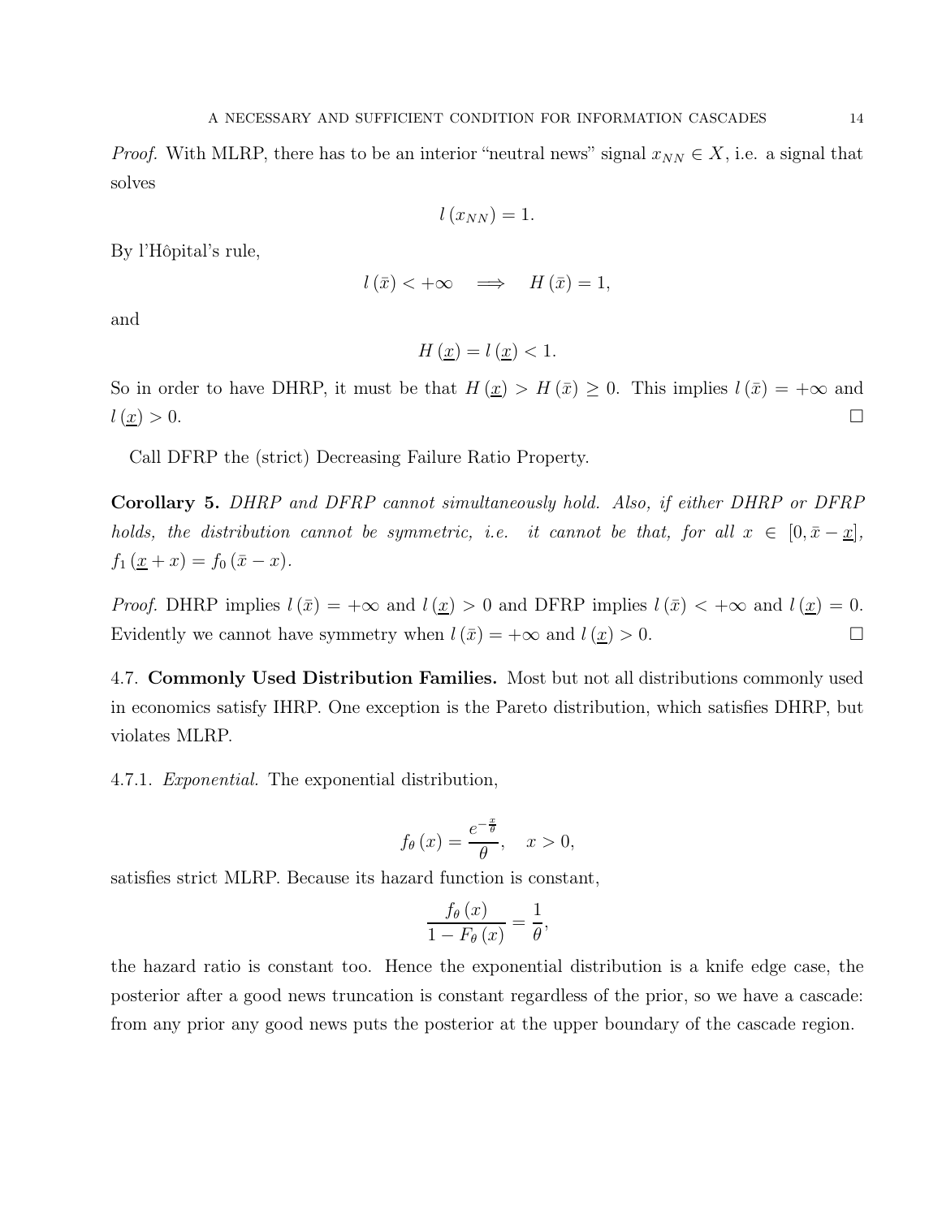*Proof.* With MLRP, there has to be an interior "neutral news" signal $x_{NN} \in X$, i.e. a signal that solves

$$l(x_{NN}) = 1.$$

By l'Hôpital's rule,

$$l(\bar{x}) < +\infty \quad \Longrightarrow \quad H(\bar{x}) = 1,$$

and

$$H(\underline{x}) = l(\underline{x}) < 1.$$

So in order to have DHRP, it must be that $H(\underline{x}) > H(\bar{x}) \geq 0$. This implies $l(\bar{x}) = +\infty$ and $l(\underline{x}) > 0$. $\square$

Call DFRP the (strict) Decreasing Failure Ratio Property.

**Corollary 5.** *DHRP and DFRP cannot simultaneously hold. Also, if either DHRP or DFRP holds, the distribution cannot be symmetric, i.e. it cannot be that, for all* $x \in [0, \bar{x} - \underline{x}]$, $f_1(\underline{x} + x) = f_0(\bar{x} - x)$.

*Proof.* DHRP implies $l(\bar{x}) = +\infty$ and $l(\underline{x}) > 0$ and DFRP implies $l(\bar{x}) < +\infty$ and $l(\underline{x}) = 0$. Evidently we cannot have symmetry when $l(\bar{x}) = +\infty$ and $l(\underline{x}) > 0$. $\square$

## 4.7. **Commonly Used Distribution Families.**

Most but not all distributions commonly used in economics satisfy IHRP. One exception is the Pareto distribution, which satisfies DHRP, but violates MLRP.

### 4.7.1. *Exponential.*

The exponential distribution,

$$f_\theta(x) = \frac{e^{-\frac{x}{\theta}}}{\theta}, \quad x > 0,$$

satisfies strict MLRP. Because its hazard function is constant,

$$\frac{f_\theta(x)}{1 - F_\theta(x)} = \frac{1}{\theta},$$

the hazard ratio is constant too. Hence the exponential distribution is a knife edge case, the posterior after a good news truncation is constant regardless of the prior, so we have a cascade: from any prior any good news puts the posterior at the upper boundary of the cascade region.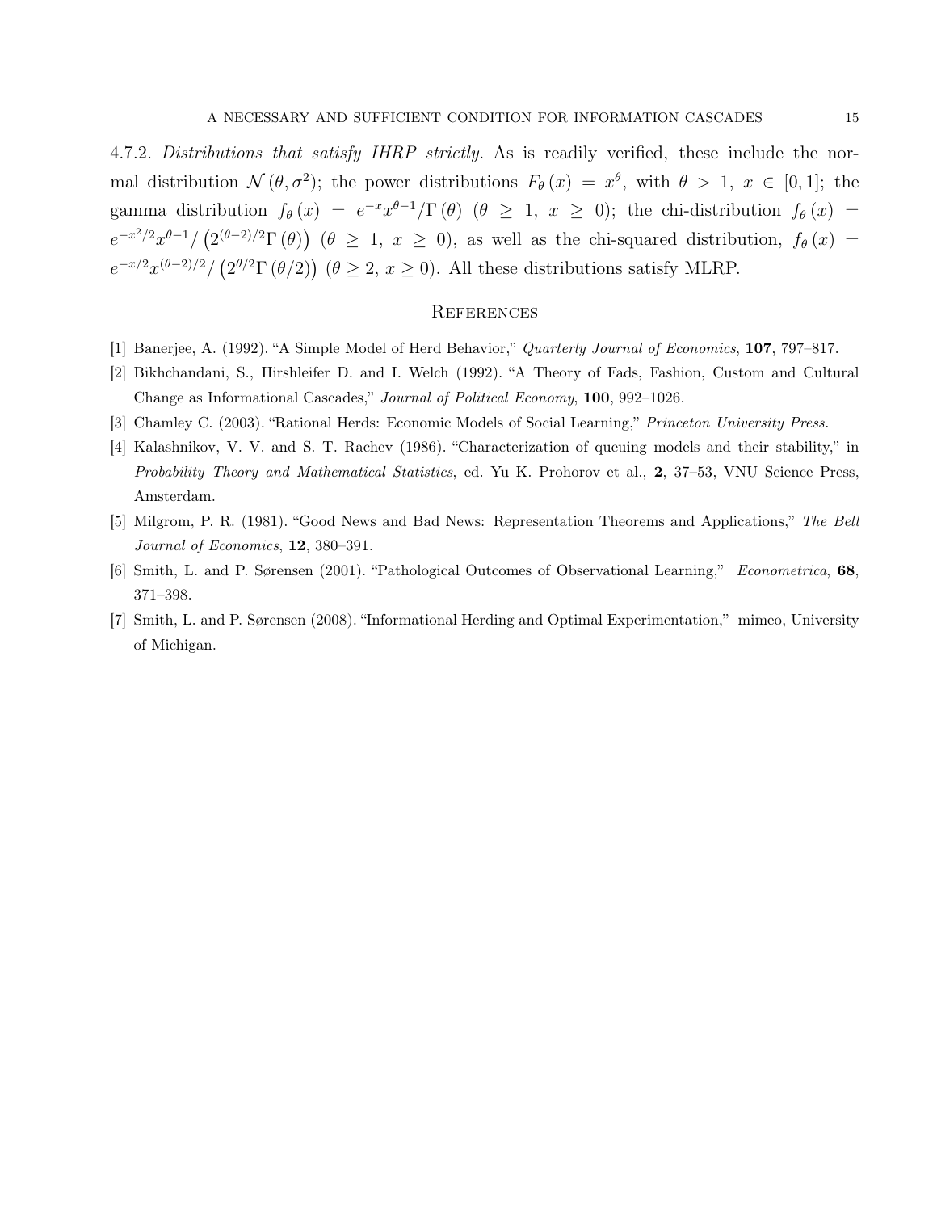4.7.2. *Distributions that satisfy IHRP strictly.* As is readily verified, these include the normal distribution $\mathcal{N}(\theta, \sigma^2)$; the power distributions $F_\theta(x) = x^\theta$, with $\theta > 1$, $x \in [0,1]$; the gamma distribution $f_\theta(x) = e^{-x}x^{\theta-1}/\Gamma(\theta)$ $(\theta \geq 1,\ x \geq 0)$; the chi-distribution $f_\theta(x) = e^{-x^2/2}x^{\theta-1}/\left(2^{(\theta-2)/2}\Gamma(\theta)\right)$ $(\theta \geq 1,\ x \geq 0)$, as well as the chi-squared distribution, $f_\theta(x) = e^{-x/2}x^{(\theta-2)/2}/\left(2^{\theta/2}\Gamma(\theta/2)\right)$ $(\theta \geq 2,\ x \geq 0)$. All these distributions satisfy MLRP.

## References

[1] Banerjee, A. (1992). "A Simple Model of Herd Behavior," *Quarterly Journal of Economics*, **107**, 797–817.

[2] Bikhchandani, S., Hirshleifer D. and I. Welch (1992). "A Theory of Fads, Fashion, Custom and Cultural Change as Informational Cascades," *Journal of Political Economy*, **100**, 992–1026.

[3] Chamley C. (2003). "Rational Herds: Economic Models of Social Learning," *Princeton University Press.*

[4] Kalashnikov, V. V. and S. T. Rachev (1986). "Characterization of queuing models and their stability," in *Probability Theory and Mathematical Statistics*, ed. Yu K. Prohorov et al., **2**, 37–53, VNU Science Press, Amsterdam.

[5] Milgrom, P. R. (1981). "Good News and Bad News: Representation Theorems and Applications," *The Bell Journal of Economics*, **12**, 380–391.

[6] Smith, L. and P. Sørensen (2001). "Pathological Outcomes of Observational Learning," *Econometrica*, **68**, 371–398.

[7] Smith, L. and P. Sørensen (2008). "Informational Herding and Optimal Experimentation," mimeo, University of Michigan.